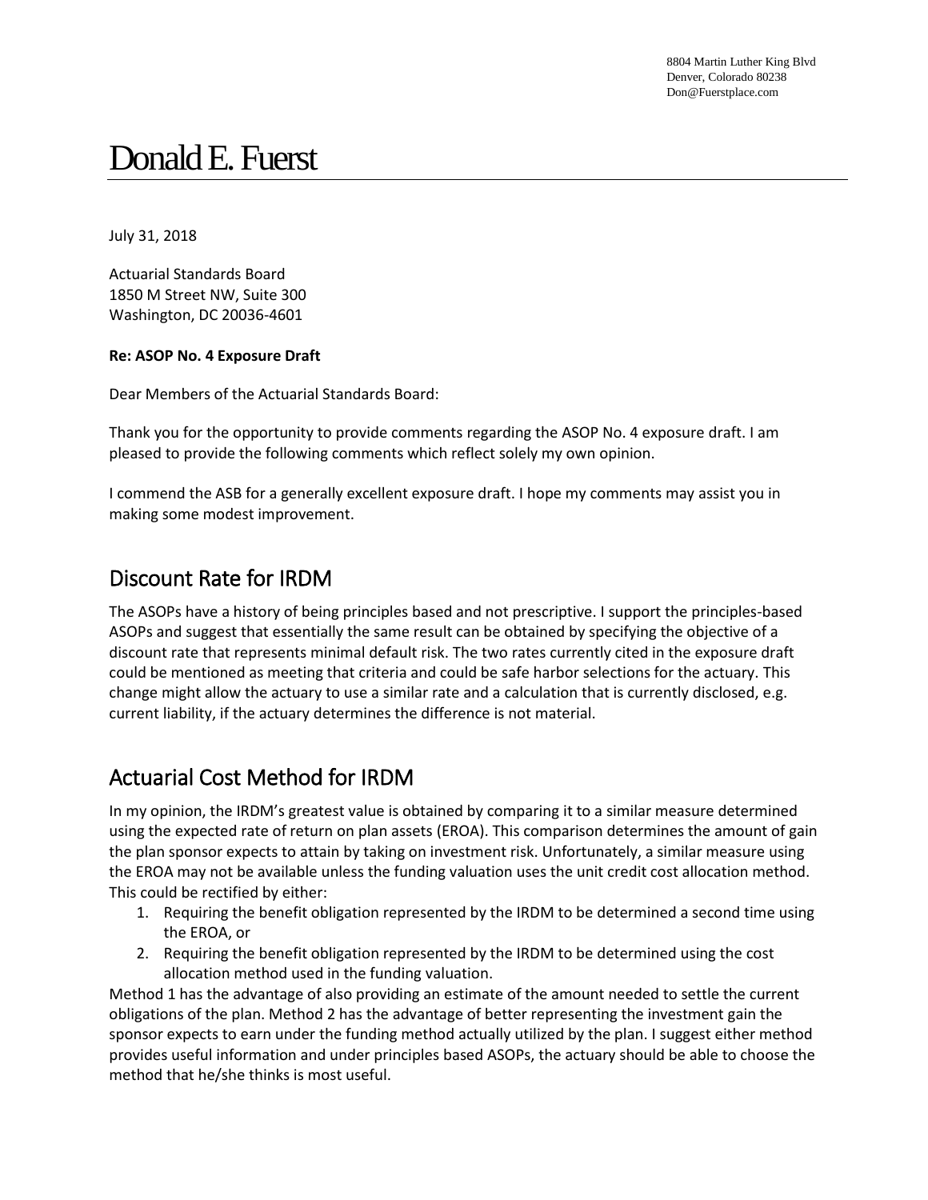8804 Martin Luther King Blvd
Denver, Colorado 80238
Don@Fuerstplace.com

# Donald E. Fuerst

July 31, 2018

Actuarial Standards Board
1850 M Street NW, Suite 300
Washington, DC 20036-4601

**Re: ASOP No. 4 Exposure Draft**

Dear Members of the Actuarial Standards Board:

Thank you for the opportunity to provide comments regarding the ASOP No. 4 exposure draft. I am pleased to provide the following comments which reflect solely my own opinion.

I commend the ASB for a generally excellent exposure draft. I hope my comments may assist you in making some modest improvement.

## Discount Rate for IRDM

The ASOPs have a history of being principles based and not prescriptive. I support the principles-based ASOPs and suggest that essentially the same result can be obtained by specifying the objective of a discount rate that represents minimal default risk. The two rates currently cited in the exposure draft could be mentioned as meeting that criteria and could be safe harbor selections for the actuary. This change might allow the actuary to use a similar rate and a calculation that is currently disclosed, e.g. current liability, if the actuary determines the difference is not material.

## Actuarial Cost Method for IRDM

In my opinion, the IRDM's greatest value is obtained by comparing it to a similar measure determined using the expected rate of return on plan assets (EROA). This comparison determines the amount of gain the plan sponsor expects to attain by taking on investment risk. Unfortunately, a similar measure using the EROA may not be available unless the funding valuation uses the unit credit cost allocation method. This could be rectified by either:

1. Requiring the benefit obligation represented by the IRDM to be determined a second time using the EROA, or
2. Requiring the benefit obligation represented by the IRDM to be determined using the cost allocation method used in the funding valuation.

Method 1 has the advantage of also providing an estimate of the amount needed to settle the current obligations of the plan. Method 2 has the advantage of better representing the investment gain the sponsor expects to earn under the funding method actually utilized by the plan. I suggest either method provides useful information and under principles based ASOPs, the actuary should be able to choose the method that he/she thinks is most useful.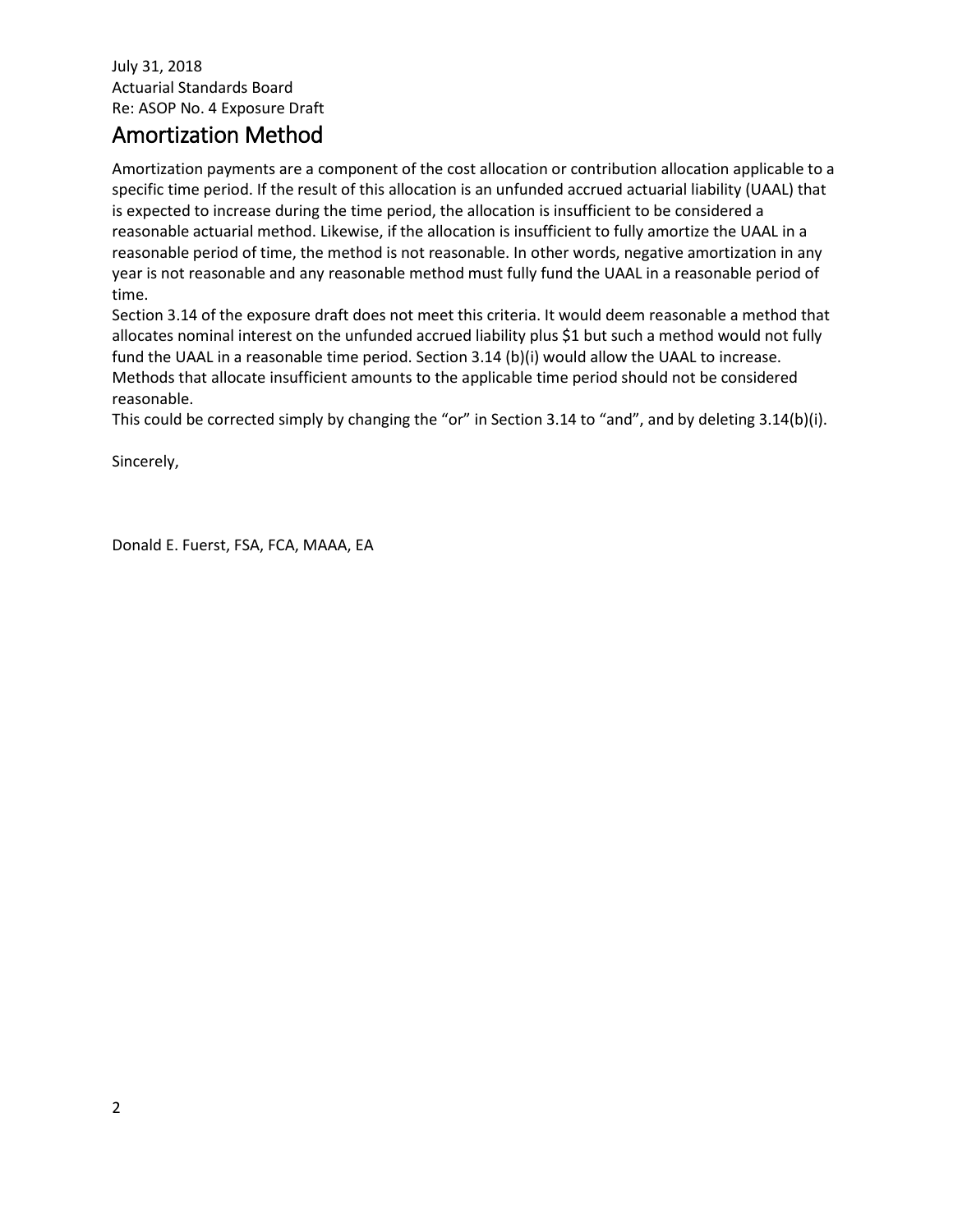July 31, 2018
Actuarial Standards Board
Re: ASOP No. 4 Exposure Draft

## Amortization Method

Amortization payments are a component of the cost allocation or contribution allocation applicable to a specific time period. If the result of this allocation is an unfunded accrued actuarial liability (UAAL) that is expected to increase during the time period, the allocation is insufficient to be considered a reasonable actuarial method. Likewise, if the allocation is insufficient to fully amortize the UAAL in a reasonable period of time, the method is not reasonable. In other words, negative amortization in any year is not reasonable and any reasonable method must fully fund the UAAL in a reasonable period of time.

Section 3.14 of the exposure draft does not meet this criteria. It would deem reasonable a method that allocates nominal interest on the unfunded accrued liability plus $1 but such a method would not fully fund the UAAL in a reasonable time period. Section 3.14 (b)(i) would allow the UAAL to increase. Methods that allocate insufficient amounts to the applicable time period should not be considered reasonable.

This could be corrected simply by changing the "or" in Section 3.14 to "and", and by deleting 3.14(b)(i).

Sincerely,

Donald E. Fuerst, FSA, FCA, MAAA, EA